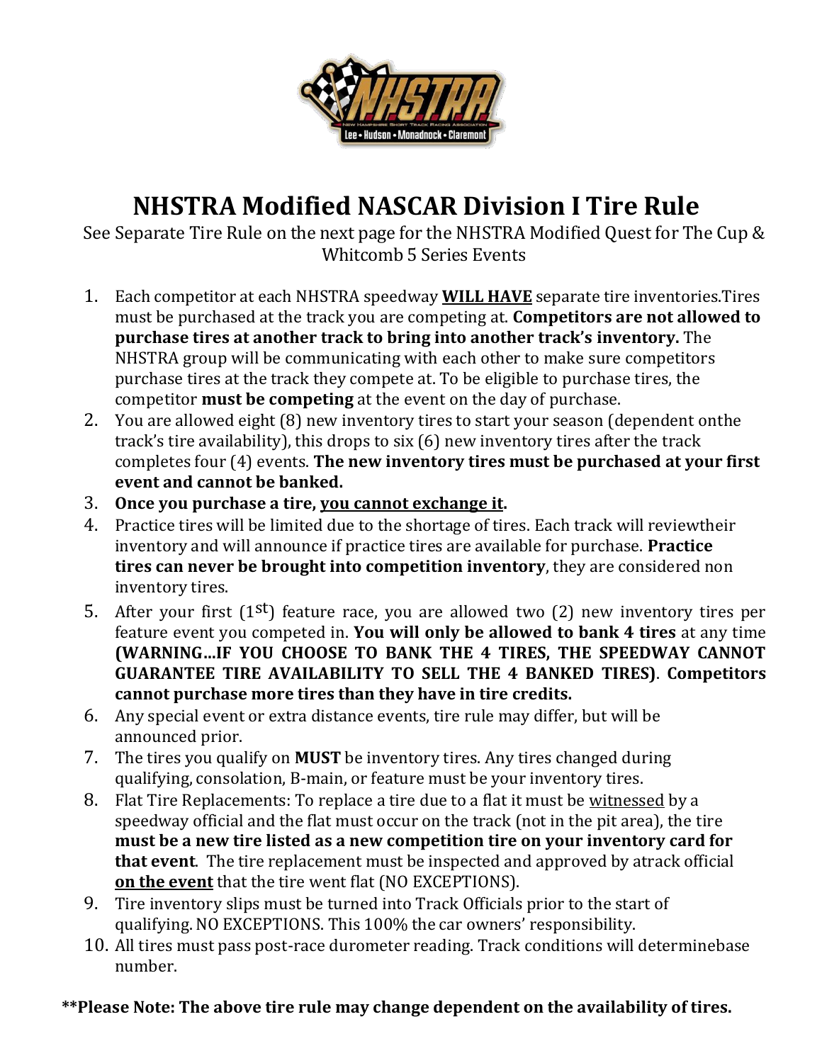# NHSTRA Modified NASCAR Division I Tire Rule

See Separate Tire Rule on the next page for the NHSTRA Modified Quest for The Cup & Whitcomb 5 Series Events

1. Each competitor at each NHSTRA speedway **WILL HAVE** separate tire inventories.Tires must be purchased at the track you are competing at. **Competitors are not allowed to purchase tires at another track to bring into another track's inventory.** The NHSTRA group will be communicating with each other to make sure competitors purchase tires at the track they compete at. To be eligible to purchase tires, the competitor **must be competing** at the event on the day of purchase.
2. You are allowed eight (8) new inventory tires to start your season (dependent onthe track's tire availability), this drops to six (6) new inventory tires after the track completes four (4) events. **The new inventory tires must be purchased at your first event and cannot be banked.**
3. **Once you purchase a tire, you cannot exchange it.**
4. Practice tires will be limited due to the shortage of tires. Each track will reviewtheir inventory and will announce if practice tires are available for purchase. **Practice tires can never be brought into competition inventory**, they are considered non inventory tires.
5. After your first (1st) feature race, you are allowed two (2) new inventory tires per feature event you competed in. **You will only be allowed to bank 4 tires** at any time **(WARNING…IF YOU CHOOSE TO BANK THE 4 TIRES, THE SPEEDWAY CANNOT GUARANTEE TIRE AVAILABILITY TO SELL THE 4 BANKED TIRES)**. **Competitors cannot purchase more tires than they have in tire credits.**
6. Any special event or extra distance events, tire rule may differ, but will be announced prior.
7. The tires you qualify on **MUST** be inventory tires. Any tires changed during qualifying, consolation, B-main, or feature must be your inventory tires.
8. Flat Tire Replacements: To replace a tire due to a flat it must be witnessed by a speedway official and the flat must occur on the track (not in the pit area), the tire **must be a new tire listed as a new competition tire on your inventory card for that event**. The tire replacement must be inspected and approved by atrack official **on the event** that the tire went flat (NO EXCEPTIONS).
9. Tire inventory slips must be turned into Track Officials prior to the start of qualifying. NO EXCEPTIONS. This 100% the car owners' responsibility.
10. All tires must pass post-race durometer reading. Track conditions will determinebase number.

**\*\*Please Note: The above tire rule may change dependent on the availability of tires.**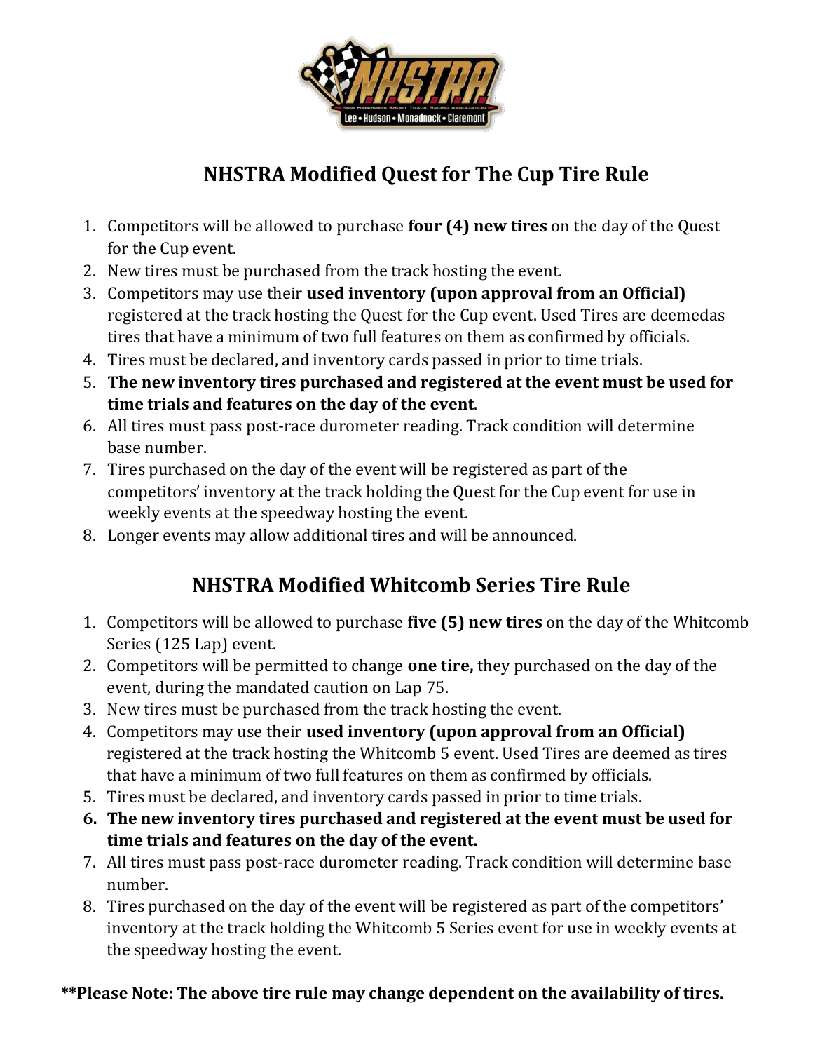## NHSTRA Modified Quest for The Cup Tire Rule

1. Competitors will be allowed to purchase **four (4) new tires** on the day of the Quest for the Cup event.
2. New tires must be purchased from the track hosting the event.
3. Competitors may use their **used inventory (upon approval from an Official)** registered at the track hosting the Quest for the Cup event. Used Tires are deemedas tires that have a minimum of two full features on them as confirmed by officials.
4. Tires must be declared, and inventory cards passed in prior to time trials.
5. **The new inventory tires purchased and registered at the event must be used for time trials and features on the day of the event**.
6. All tires must pass post-race durometer reading. Track condition will determine base number.
7. Tires purchased on the day of the event will be registered as part of the competitors' inventory at the track holding the Quest for the Cup event for use in weekly events at the speedway hosting the event.
8. Longer events may allow additional tires and will be announced.

## NHSTRA Modified Whitcomb Series Tire Rule

1. Competitors will be allowed to purchase **five (5) new tires** on the day of the Whitcomb Series (125 Lap) event.
2. Competitors will be permitted to change **one tire,** they purchased on the day of the event, during the mandated caution on Lap 75.
3. New tires must be purchased from the track hosting the event.
4. Competitors may use their **used inventory (upon approval from an Official)** registered at the track hosting the Whitcomb 5 event. Used Tires are deemed as tires that have a minimum of two full features on them as confirmed by officials.
5. Tires must be declared, and inventory cards passed in prior to time trials.
6. **The new inventory tires purchased and registered at the event must be used for time trials and features on the day of the event.**
7. All tires must pass post-race durometer reading. Track condition will determine base number.
8. Tires purchased on the day of the event will be registered as part of the competitors' inventory at the track holding the Whitcomb 5 Series event for use in weekly events at the speedway hosting the event.

**\*\*Please Note: The above tire rule may change dependent on the availability of tires.**